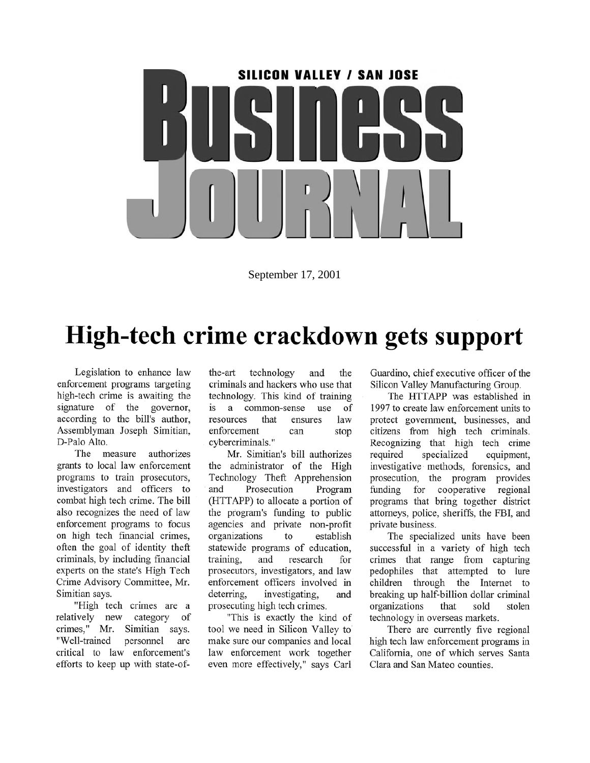SILICON VALLEY / SAN JOSE

# Business Journal

September 17, 2001

# High-tech crime crackdown gets support

Legislation to enhance law enforcement programs targeting high-tech crime is awaiting the signature of the governor, according to the bill's author, Assemblyman Joseph Simitian, D-Palo Alto.

The measure authorizes grants to local law enforcement programs to train prosecutors, investigators and officers to combat high tech crime. The bill also recognizes the need of law enforcement programs to focus on high tech financial crimes, often the goal of identity theft criminals, by including financial experts on the state's High Tech Crime Advisory Committee, Mr. Simitian says.

"High tech crimes are a relatively new category of crimes," Mr. Simitian says. "Well-trained personnel are critical to law enforcement's efforts to keep up with state-of-the-art technology and the criminals and hackers who use that technology. This kind of training is a common-sense use of resources that ensures law enforcement can stop cybercriminals."

Mr. Simitian's bill authorizes the administrator of the High Technology Theft Apprehension and Prosecution Program (HTTAPP) to allocate a portion of the program's funding to public agencies and private non-profit organizations to establish statewide programs of education, training, and research for prosecutors, investigators, and law enforcement officers involved in deterring, investigating, and prosecuting high tech crimes.

"This is exactly the kind of tool we need in Silicon Valley to make sure our companies and local law enforcement work together even more effectively," says Carl Guardino, chief executive officer of the Silicon Valley Manufacturing Group.

The HTTAPP was established in 1997 to create law enforcement units to protect government, businesses, and citizens from high tech criminals. Recognizing that high tech crime required specialized equipment, investigative methods, forensics, and prosecution, the program provides funding for cooperative regional programs that bring together district attorneys, police, sheriffs, the FBI, and private business.

The specialized units have been successful in a variety of high tech crimes that range from capturing pedophiles that attempted to lure children through the Internet to breaking up half-billion dollar criminal organizations that sold stolen technology in overseas markets.

There are currently five regional high tech law enforcement programs in California, one of which serves Santa Clara and San Mateo counties.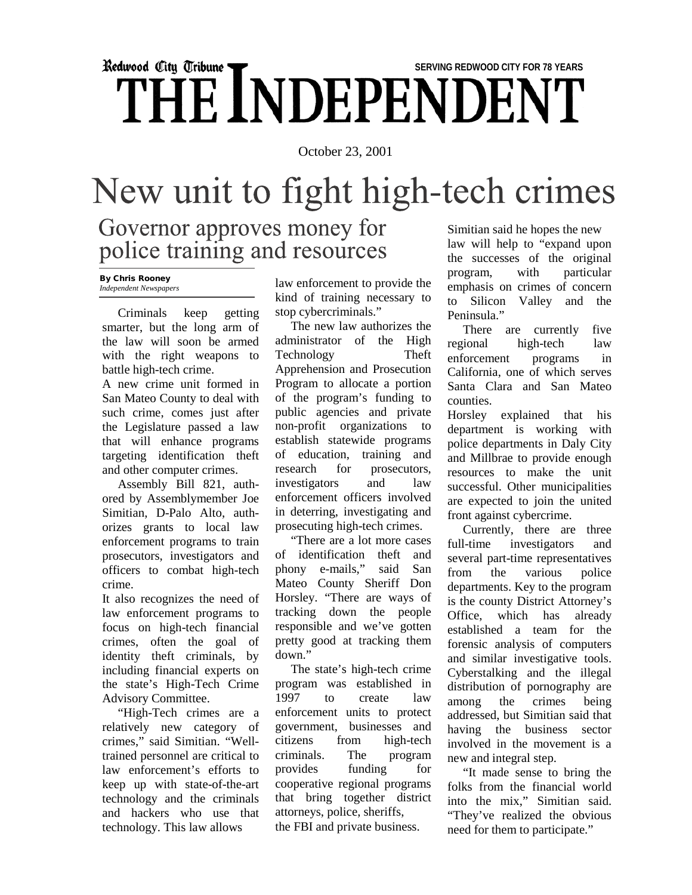Redwood City Tribune

SERVING REDWOOD CITY FOR 78 YEARS

# THE INDEPENDENT

October 23, 2001

# New unit to fight high-tech crimes

## Governor approves money for police training and resources

**By Chris Rooney**
*Independent Newspapers*

Criminals keep getting smarter, but the long arm of the law will soon be armed with the right weapons to battle high-tech crime.

A new crime unit formed in San Mateo County to deal with such crime, comes just after the Legislature passed a law that will enhance programs targeting identification theft and other computer crimes.

Assembly Bill 821, authored by Assemblymember Joe Simitian, D-Palo Alto, authorizes grants to local law enforcement programs to train prosecutors, investigators and officers to combat high-tech crime.

It also recognizes the need of law enforcement programs to focus on high-tech financial crimes, often the goal of identity theft criminals, by including financial experts on the state's High-Tech Crime Advisory Committee.

"High-Tech crimes are a relatively new category of crimes," said Simitian. "Well-trained personnel are critical to law enforcement's efforts to keep up with state-of-the-art technology and the criminals and hackers who use that technology. This law allows law enforcement to provide the kind of training necessary to stop cybercriminals."

The new law authorizes the administrator of the High Technology Theft Apprehension and Prosecution Program to allocate a portion of the program's funding to public agencies and private non-profit organizations to establish statewide programs of education, training and research for prosecutors, investigators and law enforcement officers involved in deterring, investigating and prosecuting high-tech crimes.

"There are a lot more cases of identification theft and phony e-mails," said San Mateo County Sheriff Don Horsley. "There are ways of tracking down the people responsible and we've gotten pretty good at tracking them down."

The state's high-tech crime program was established in 1997 to create law enforcement units to protect government, businesses and citizens from high-tech criminals. The program provides funding for cooperative regional programs that bring together district attorneys, police, sheriffs, the FBI and private business.

Simitian said he hopes the new law will help to "expand upon the successes of the original program, with particular emphasis on crimes of concern to Silicon Valley and the Peninsula."

There are currently five regional high-tech law enforcement programs in California, one of which serves Santa Clara and San Mateo counties.

Horsley explained that his department is working with police departments in Daly City and Millbrae to provide enough resources to make the unit successful. Other municipalities are expected to join the united front against cybercrime.

Currently, there are three full-time investigators and several part-time representatives from the various police departments. Key to the program is the county District Attorney's Office, which has already established a team for the forensic analysis of computers and similar investigative tools. Cyberstalking and the illegal distribution of pornography are among the crimes being addressed, but Simitian said that having the business sector involved in the movement is a new and integral step.

"It made sense to bring the folks from the financial world into the mix," Simitian said. "They've realized the obvious need for them to participate."